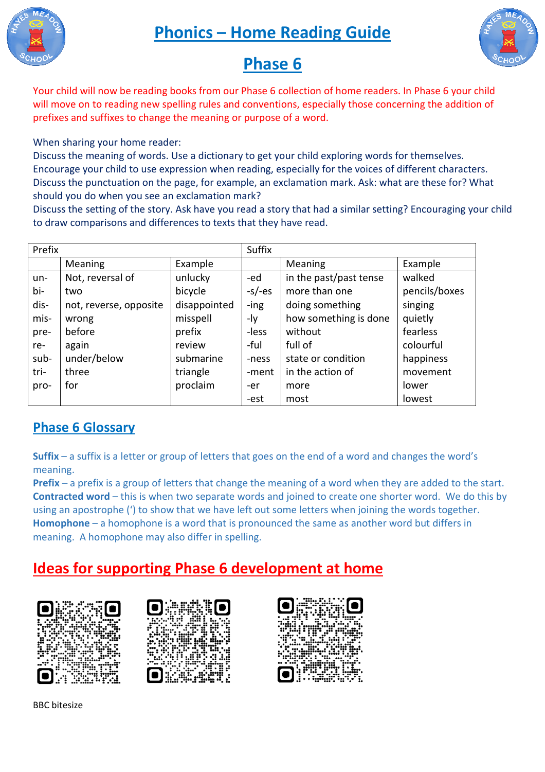# Phonics – Home Reading Guide

## Phase 6

Your child will now be reading books from our Phase 6 collection of home readers. In Phase 6 your child will move on to reading new spelling rules and conventions, especially those concerning the addition of prefixes and suffixes to change the meaning or purpose of a word.

When sharing your home reader:
Discuss the meaning of words. Use a dictionary to get your child exploring words for themselves.
Encourage your child to use expression when reading, especially for the voices of different characters.
Discuss the punctuation on the page, for example, an exclamation mark. Ask: what are these for? What should you do when you see an exclamation mark?
Discuss the setting of the story. Ask have you read a story that had a similar setting? Encouraging your child to draw comparisons and differences to texts that they have read.

| Prefix | | | Suffix | | |
|---|---|---|---|---|---|
| | Meaning | Example | | Meaning | Example |
| un- | Not, reversal of | unlucky | -ed | in the past/past tense | walked |
| bi- | two | bicycle | -s/-es | more than one | pencils/boxes |
| dis- | not, reverse, opposite | disappointed | -ing | doing something | singing |
| mis- | wrong | misspell | -ly | how something is done | quietly |
| pre- | before | prefix | -less | without | fearless |
| re- | again | review | -ful | full of | colourful |
| sub- | under/below | submarine | -ness | state or condition | happiness |
| tri- | three | triangle | -ment | in the action of | movement |
| pro- | for | proclaim | -er | more | lower |
| | | | -est | most | lowest |

## Phase 6 Glossary

**Suffix** – a suffix is a letter or group of letters that goes on the end of a word and changes the word's meaning.
**Prefix** – a prefix is a group of letters that change the meaning of a word when they are added to the start.
**Contracted word** – this is when two separate words and joined to create one shorter word. We do this by using an apostrophe (') to show that we have left out some letters when joining the words together.
**Homophone** – a homophone is a word that is pronounced the same as another word but differs in meaning. A homophone may also differ in spelling.

## Ideas for supporting Phase 6 development at home

BBC bitesize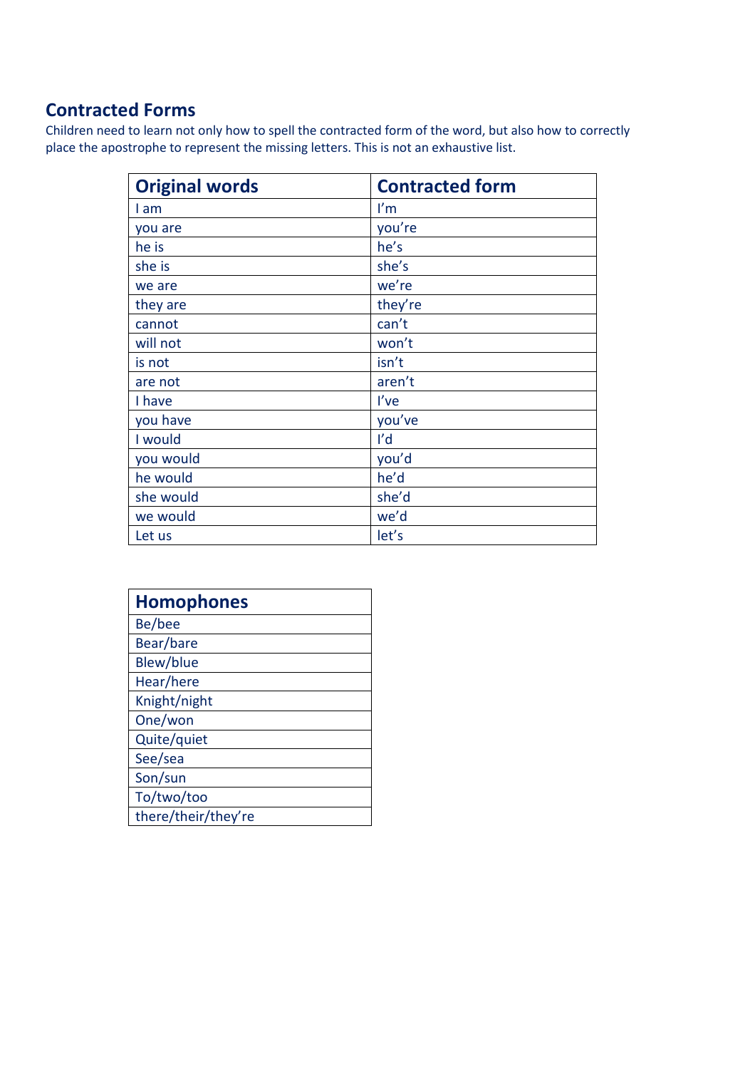## Contracted Forms

Children need to learn not only how to spell the contracted form of the word, but also how to correctly place the apostrophe to represent the missing letters. This is not an exhaustive list.

| Original words | Contracted form |
|---|---|
| I am | I'm |
| you are | you're |
| he is | he's |
| she is | she's |
| we are | we're |
| they are | they're |
| cannot | can't |
| will not | won't |
| is not | isn't |
| are not | aren't |
| I have | I've |
| you have | you've |
| I would | I'd |
| you would | you'd |
| he would | he'd |
| she would | she'd |
| we would | we'd |
| Let us | let's |

| Homophones |
|---|
| Be/bee |
| Bear/bare |
| Blew/blue |
| Hear/here |
| Knight/night |
| One/won |
| Quite/quiet |
| See/sea |
| Son/sun |
| To/two/too |
| there/their/they're |